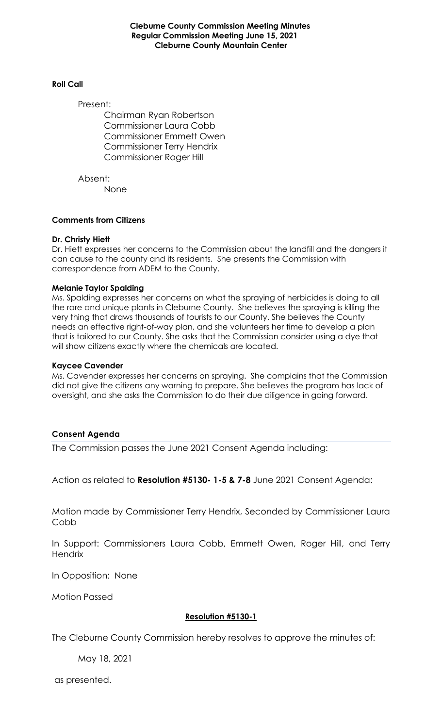**Cleburne County Commission Meeting Minutes**
**Regular Commission Meeting June 15, 2021**
**Cleburne County Mountain Center**

**Roll Call**

Present:

Chairman Ryan Robertson
Commissioner Laura Cobb
Commissioner Emmett Owen
Commissioner Terry Hendrix
Commissioner Roger Hill

Absent:

None

**Comments from Citizens**

**Dr. Christy Hiett**
Dr. Hiett expresses her concerns to the Commission about the landfill and the dangers it can cause to the county and its residents. She presents the Commission with correspondence from ADEM to the County.

**Melanie Taylor Spalding**
Ms. Spalding expresses her concerns on what the spraying of herbicides is doing to all the rare and unique plants in Cleburne County. She believes the spraying is killing the very thing that draws thousands of tourists to our County. She believes the County needs an effective right-of-way plan, and she volunteers her time to develop a plan that is tailored to our County. She asks that the Commission consider using a dye that will show citizens exactly where the chemicals are located.

**Kaycee Cavender**
Ms. Cavender expresses her concerns on spraying. She complains that the Commission did not give the citizens any warning to prepare. She believes the program has lack of oversight, and she asks the Commission to do their due diligence in going forward.

**Consent Agenda**

The Commission passes the June 2021 Consent Agenda including:

Action as related to **Resolution #5130- 1-5 & 7-8** June 2021 Consent Agenda:

Motion made by Commissioner Terry Hendrix, Seconded by Commissioner Laura Cobb

In Support: Commissioners Laura Cobb, Emmett Owen, Roger Hill, and Terry Hendrix

In Opposition: None

Motion Passed

**Resolution #5130-1**

The Cleburne County Commission hereby resolves to approve the minutes of:

May 18, 2021

as presented.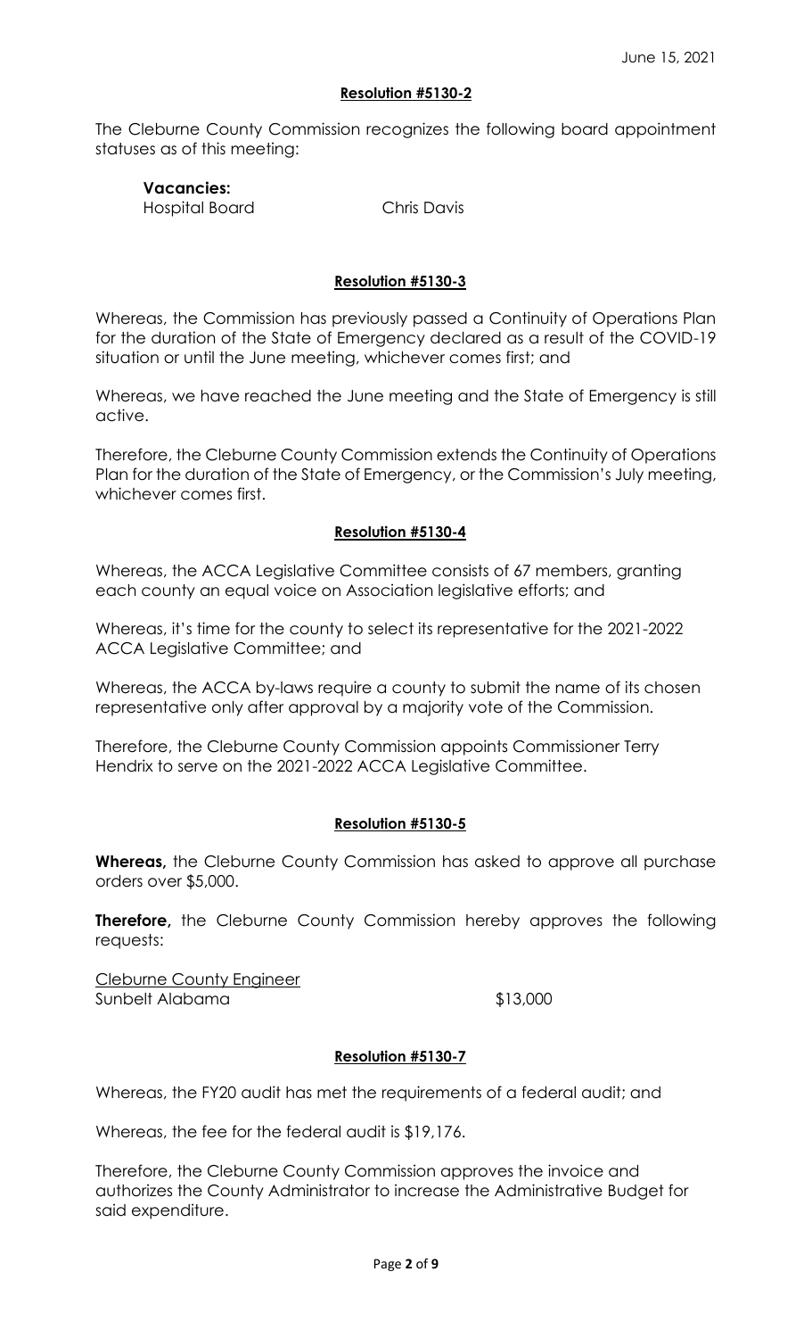June 15, 2021

**Resolution #5130-2**

The Cleburne County Commission recognizes the following board appointment statuses as of this meeting:

**Vacancies:**

| | |
|---|---|
| Hospital Board | Chris Davis |

**Resolution #5130-3**

Whereas, the Commission has previously passed a Continuity of Operations Plan for the duration of the State of Emergency declared as a result of the COVID-19 situation or until the June meeting, whichever comes first; and

Whereas, we have reached the June meeting and the State of Emergency is still active.

Therefore, the Cleburne County Commission extends the Continuity of Operations Plan for the duration of the State of Emergency, or the Commission's July meeting, whichever comes first.

**Resolution #5130-4**

Whereas, the ACCA Legislative Committee consists of 67 members, granting each county an equal voice on Association legislative efforts; and

Whereas, it's time for the county to select its representative for the 2021-2022 ACCA Legislative Committee; and

Whereas, the ACCA by-laws require a county to submit the name of its chosen representative only after approval by a majority vote of the Commission.

Therefore, the Cleburne County Commission appoints Commissioner Terry Hendrix to serve on the 2021-2022 ACCA Legislative Committee.

**Resolution #5130-5**

**Whereas,** the Cleburne County Commission has asked to approve all purchase orders over $5,000.

**Therefore,** the Cleburne County Commission hereby approves the following requests:

Cleburne County Engineer

| | |
|---|---|
| Sunbelt Alabama | $13,000 |

**Resolution #5130-7**

Whereas, the FY20 audit has met the requirements of a federal audit; and

Whereas, the fee for the federal audit is $19,176.

Therefore, the Cleburne County Commission approves the invoice and authorizes the County Administrator to increase the Administrative Budget for said expenditure.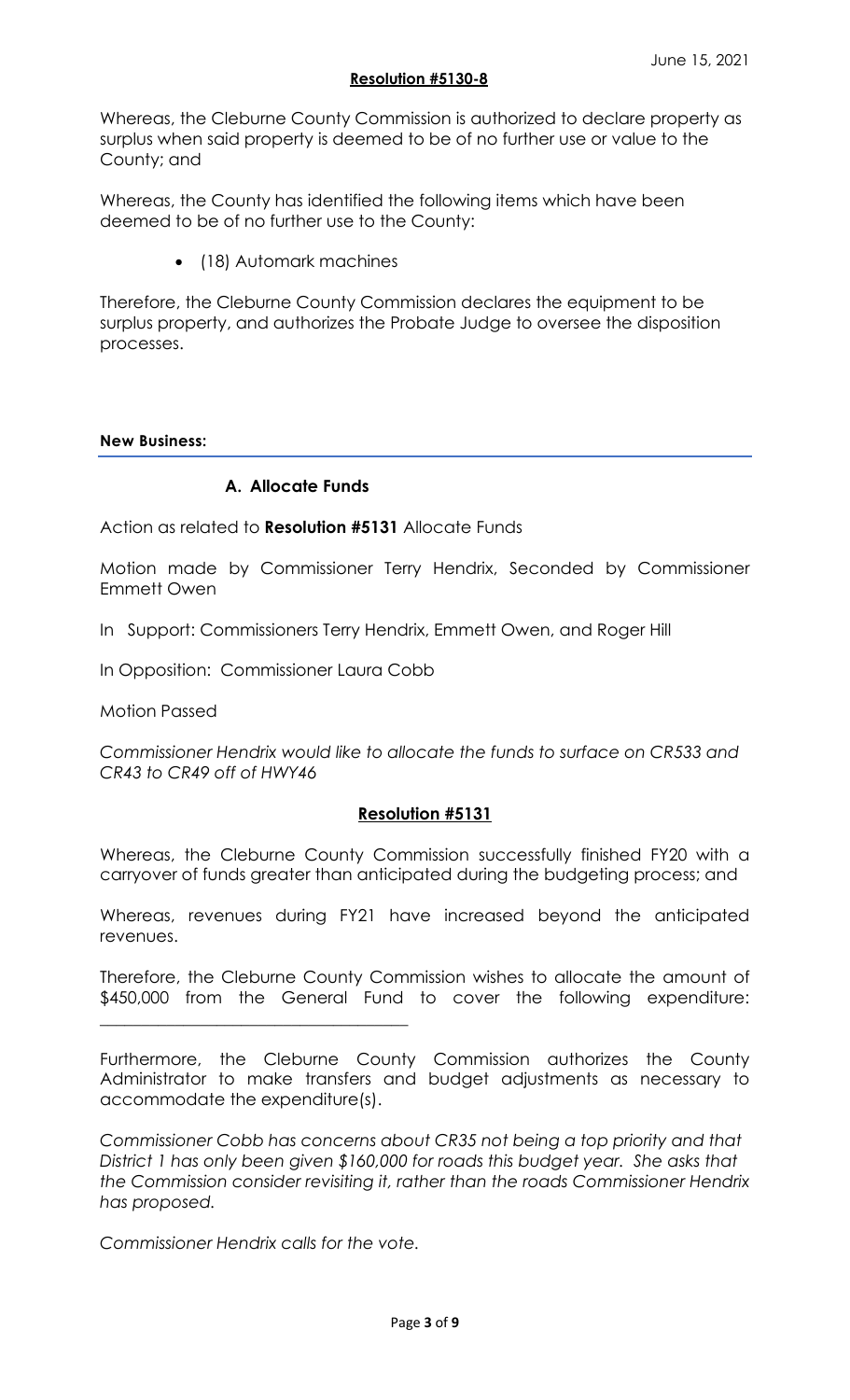**Resolution #5130-8**

Whereas, the Cleburne County Commission is authorized to declare property as surplus when said property is deemed to be of no further use or value to the County; and

Whereas, the County has identified the following items which have been deemed to be of no further use to the County:

- (18) Automark machines

Therefore, the Cleburne County Commission declares the equipment to be surplus property, and authorizes the Probate Judge to oversee the disposition processes.

**New Business:**

### A. Allocate Funds

Action as related to **Resolution #5131** Allocate Funds

Motion made by Commissioner Terry Hendrix, Seconded by Commissioner Emmett Owen

In Support: Commissioners Terry Hendrix, Emmett Owen, and Roger Hill

In Opposition: Commissioner Laura Cobb

Motion Passed

*Commissioner Hendrix would like to allocate the funds to surface on CR533 and CR43 to CR49 off of HWY46*

**Resolution #5131**

Whereas, the Cleburne County Commission successfully finished FY20 with a carryover of funds greater than anticipated during the budgeting process; and

Whereas, revenues during FY21 have increased beyond the anticipated revenues.

Therefore, the Cleburne County Commission wishes to allocate the amount of $450,000 from the General Fund to cover the following expenditure: ___________________________________

Furthermore, the Cleburne County Commission authorizes the County Administrator to make transfers and budget adjustments as necessary to accommodate the expenditure(s).

*Commissioner Cobb has concerns about CR35 not being a top priority and that District 1 has only been given $160,000 for roads this budget year. She asks that the Commission consider revisiting it, rather than the roads Commissioner Hendrix has proposed.*

*Commissioner Hendrix calls for the vote.*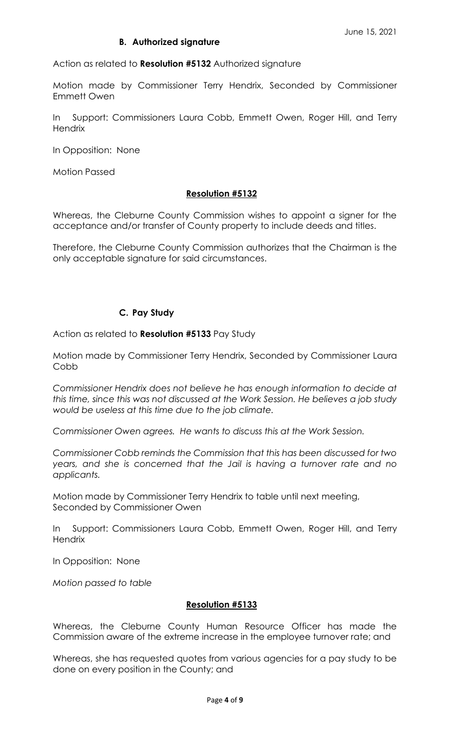June 15, 2021

### B. Authorized signature

Action as related to **Resolution #5132** Authorized signature

Motion made by Commissioner Terry Hendrix, Seconded by Commissioner Emmett Owen

In Support: Commissioners Laura Cobb, Emmett Owen, Roger Hill, and Terry Hendrix

In Opposition: None

Motion Passed

**Resolution #5132**

Whereas, the Cleburne County Commission wishes to appoint a signer for the acceptance and/or transfer of County property to include deeds and titles.

Therefore, the Cleburne County Commission authorizes that the Chairman is the only acceptable signature for said circumstances.

### C. Pay Study

Action as related to **Resolution #5133** Pay Study

Motion made by Commissioner Terry Hendrix, Seconded by Commissioner Laura Cobb

*Commissioner Hendrix does not believe he has enough information to decide at this time, since this was not discussed at the Work Session. He believes a job study would be useless at this time due to the job climate.*

*Commissioner Owen agrees. He wants to discuss this at the Work Session.*

*Commissioner Cobb reminds the Commission that this has been discussed for two years, and she is concerned that the Jail is having a turnover rate and no applicants.*

Motion made by Commissioner Terry Hendrix to table until next meeting, Seconded by Commissioner Owen

In Support: Commissioners Laura Cobb, Emmett Owen, Roger Hill, and Terry Hendrix

In Opposition: None

*Motion passed to table*

**Resolution #5133**

Whereas, the Cleburne County Human Resource Officer has made the Commission aware of the extreme increase in the employee turnover rate; and

Whereas, she has requested quotes from various agencies for a pay study to be done on every position in the County; and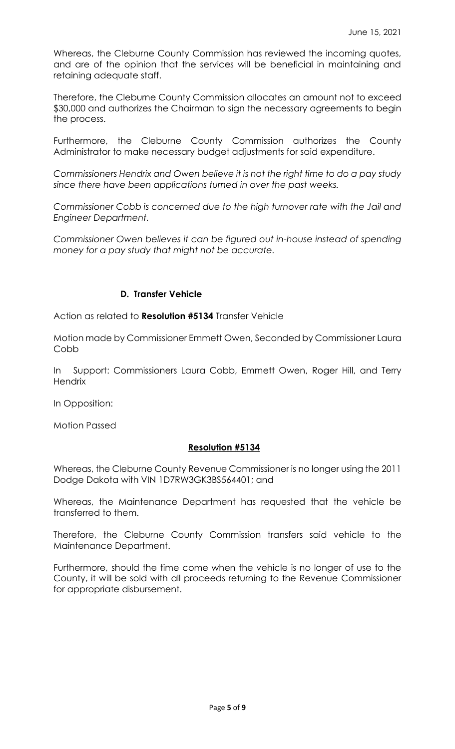June 15, 2021

Whereas, the Cleburne County Commission has reviewed the incoming quotes, and are of the opinion that the services will be beneficial in maintaining and retaining adequate staff.

Therefore, the Cleburne County Commission allocates an amount not to exceed $30,000 and authorizes the Chairman to sign the necessary agreements to begin the process.

Furthermore, the Cleburne County Commission authorizes the County Administrator to make necessary budget adjustments for said expenditure.

*Commissioners Hendrix and Owen believe it is not the right time to do a pay study since there have been applications turned in over the past weeks.*

*Commissioner Cobb is concerned due to the high turnover rate with the Jail and Engineer Department.*

*Commissioner Owen believes it can be figured out in-house instead of spending money for a pay study that might not be accurate.*

### D. Transfer Vehicle

Action as related to **Resolution #5134** Transfer Vehicle

Motion made by Commissioner Emmett Owen, Seconded by Commissioner Laura Cobb

In Support: Commissioners Laura Cobb, Emmett Owen, Roger Hill, and Terry Hendrix

In Opposition:

Motion Passed

**Resolution #5134**

Whereas, the Cleburne County Revenue Commissioner is no longer using the 2011 Dodge Dakota with VIN 1D7RW3GK3BS564401; and

Whereas, the Maintenance Department has requested that the vehicle be transferred to them.

Therefore, the Cleburne County Commission transfers said vehicle to the Maintenance Department.

Furthermore, should the time come when the vehicle is no longer of use to the County, it will be sold with all proceeds returning to the Revenue Commissioner for appropriate disbursement.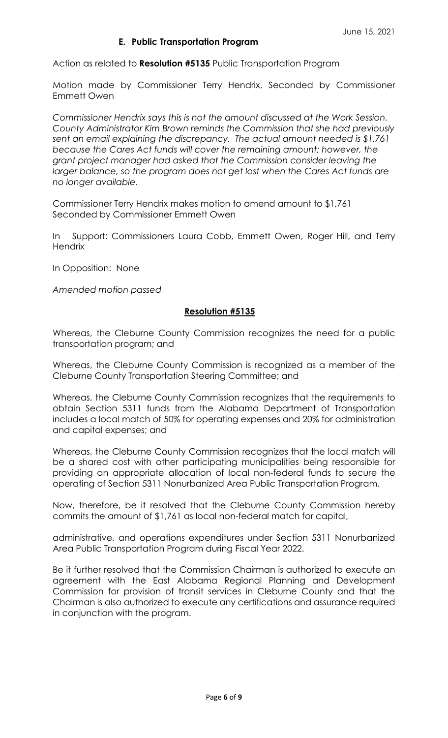June 15, 2021

### E. Public Transportation Program

Action as related to **Resolution #5135** Public Transportation Program

Motion made by Commissioner Terry Hendrix, Seconded by Commissioner Emmett Owen

*Commissioner Hendrix says this is not the amount discussed at the Work Session. County Administrator Kim Brown reminds the Commission that she had previously sent an email explaining the discrepancy. The actual amount needed is $1,761 because the Cares Act funds will cover the remaining amount; however, the grant project manager had asked that the Commission consider leaving the larger balance, so the program does not get lost when the Cares Act funds are no longer available.*

Commissioner Terry Hendrix makes motion to amend amount to $1,761
Seconded by Commissioner Emmett Owen

In Support: Commissioners Laura Cobb, Emmett Owen, Roger Hill, and Terry Hendrix

In Opposition: None

*Amended motion passed*

**Resolution #5135**

Whereas, the Cleburne County Commission recognizes the need for a public transportation program; and

Whereas, the Cleburne County Commission is recognized as a member of the Cleburne County Transportation Steering Committee; and

Whereas, the Cleburne County Commission recognizes that the requirements to obtain Section 5311 funds from the Alabama Department of Transportation includes a local match of 50% for operating expenses and 20% for administration and capital expenses; and

Whereas, the Cleburne County Commission recognizes that the local match will be a shared cost with other participating municipalities being responsible for providing an appropriate allocation of local non-federal funds to secure the operating of Section 5311 Nonurbanized Area Public Transportation Program.

Now, therefore, be it resolved that the Cleburne County Commission hereby commits the amount of $1,761 as local non-federal match for capital,

administrative, and operations expenditures under Section 5311 Nonurbanized Area Public Transportation Program during Fiscal Year 2022.

Be it further resolved that the Commission Chairman is authorized to execute an agreement with the East Alabama Regional Planning and Development Commission for provision of transit services in Cleburne County and that the Chairman is also authorized to execute any certifications and assurance required in conjunction with the program.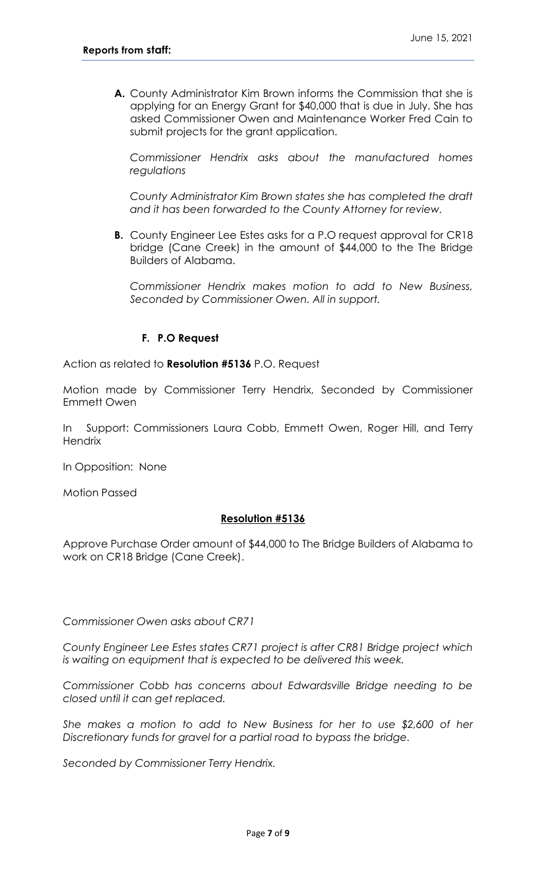**Reports from staff:**

June 15, 2021

**A.** County Administrator Kim Brown informs the Commission that she is applying for an Energy Grant for $40,000 that is due in July. She has asked Commissioner Owen and Maintenance Worker Fred Cain to submit projects for the grant application.

*Commissioner Hendrix asks about the manufactured homes regulations*

*County Administrator Kim Brown states she has completed the draft and it has been forwarded to the County Attorney for review.*

**B.** County Engineer Lee Estes asks for a P.O request approval for CR18 bridge (Cane Creek) in the amount of $44,000 to the The Bridge Builders of Alabama.

*Commissioner Hendrix makes motion to add to New Business, Seconded by Commissioner Owen. All in support.*

**F. P.O Request**

Action as related to **Resolution #5136** P.O. Request

Motion made by Commissioner Terry Hendrix, Seconded by Commissioner Emmett Owen

In Support: Commissioners Laura Cobb, Emmett Owen, Roger Hill, and Terry Hendrix

In Opposition: None

Motion Passed

**Resolution #5136**

Approve Purchase Order amount of $44,000 to The Bridge Builders of Alabama to work on CR18 Bridge (Cane Creek).

*Commissioner Owen asks about CR71*

*County Engineer Lee Estes states CR71 project is after CR81 Bridge project which is waiting on equipment that is expected to be delivered this week.*

*Commissioner Cobb has concerns about Edwardsville Bridge needing to be closed until it can get replaced.*

*She makes a motion to add to New Business for her to use $2,600 of her Discretionary funds for gravel for a partial road to bypass the bridge.*

*Seconded by Commissioner Terry Hendrix.*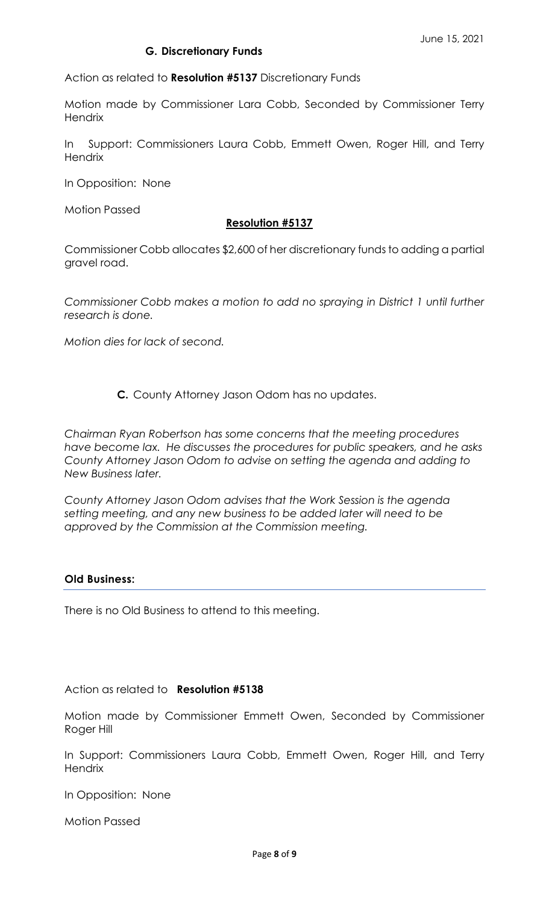June 15, 2021

### G. Discretionary Funds

Action as related to **Resolution #5137** Discretionary Funds

Motion made by Commissioner Lara Cobb, Seconded by Commissioner Terry Hendrix

In Support: Commissioners Laura Cobb, Emmett Owen, Roger Hill, and Terry Hendrix

In Opposition: None

Motion Passed

**Resolution #5137**

Commissioner Cobb allocates $2,600 of her discretionary funds to adding a partial gravel road.

*Commissioner Cobb makes a motion to add no spraying in District 1 until further research is done.*

*Motion dies for lack of second.*

**C.** County Attorney Jason Odom has no updates.

*Chairman Ryan Robertson has some concerns that the meeting procedures have become lax. He discusses the procedures for public speakers, and he asks County Attorney Jason Odom to advise on setting the agenda and adding to New Business later.*

*County Attorney Jason Odom advises that the Work Session is the agenda setting meeting, and any new business to be added later will need to be approved by the Commission at the Commission meeting.*

**Old Business:**

There is no Old Business to attend to this meeting.

Action as related to **Resolution #5138**

Motion made by Commissioner Emmett Owen, Seconded by Commissioner Roger Hill

In Support: Commissioners Laura Cobb, Emmett Owen, Roger Hill, and Terry Hendrix

In Opposition: None

Motion Passed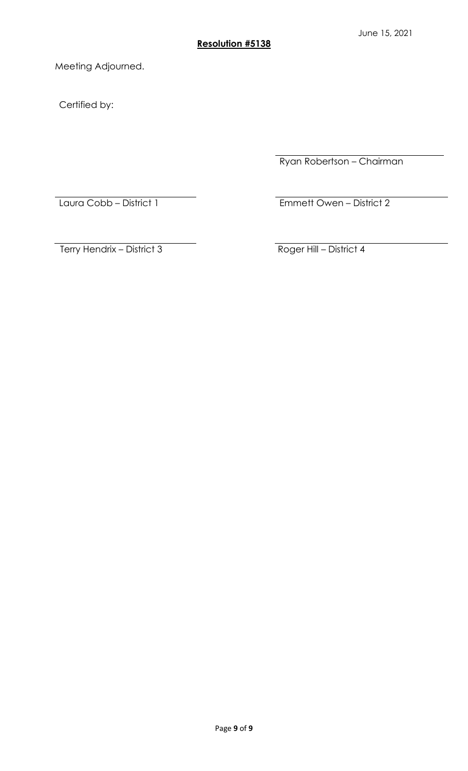June 15, 2021

**Resolution #5138**

Meeting Adjourned.

Certified by:

Ryan Robertson – Chairman

Laura Cobb – District 1

Emmett Owen – District 2

Terry Hendrix – District 3

Roger Hill – District 4